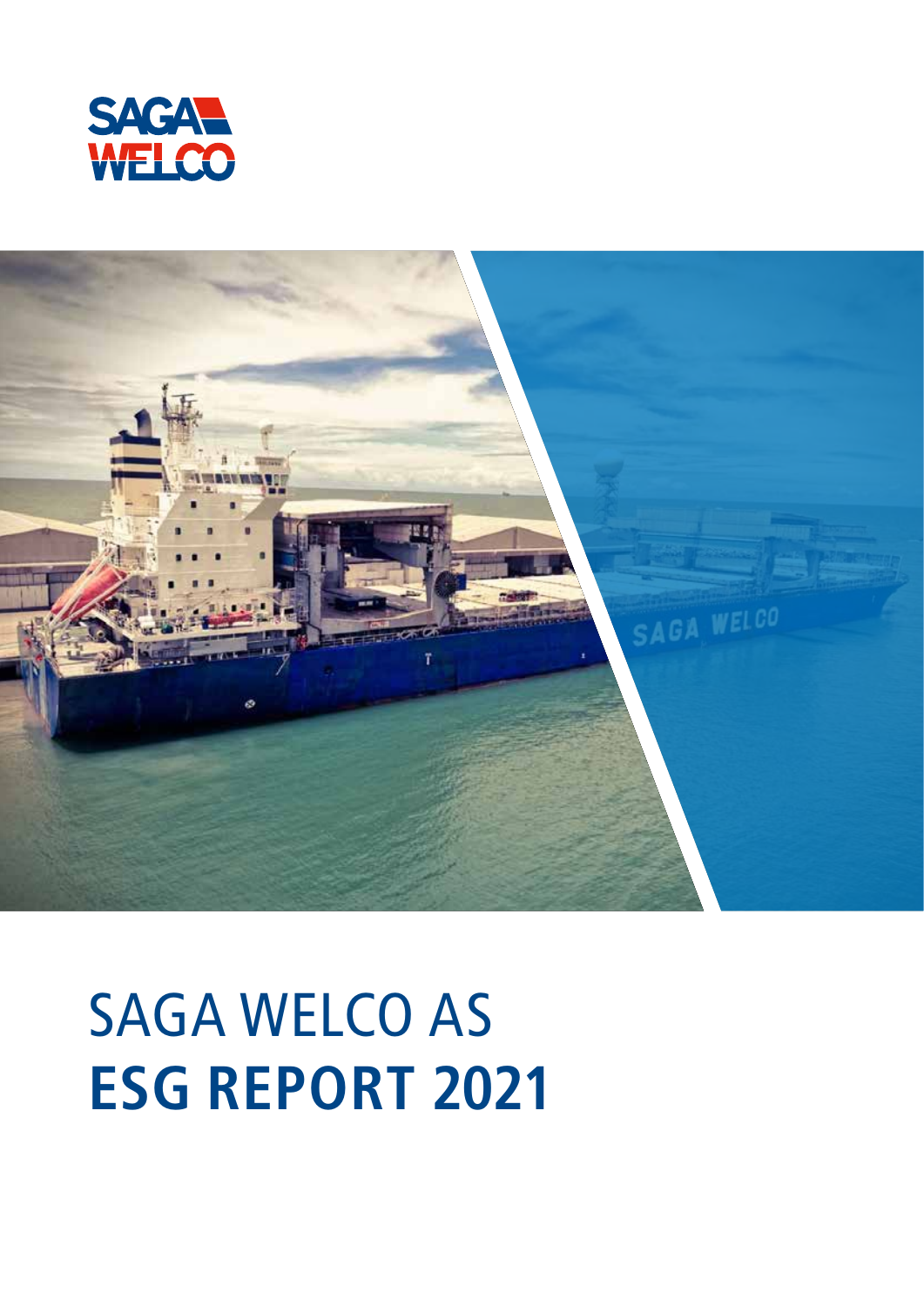SAGA WELCO

# SAGA WELCO AS
# ESG REPORT 2021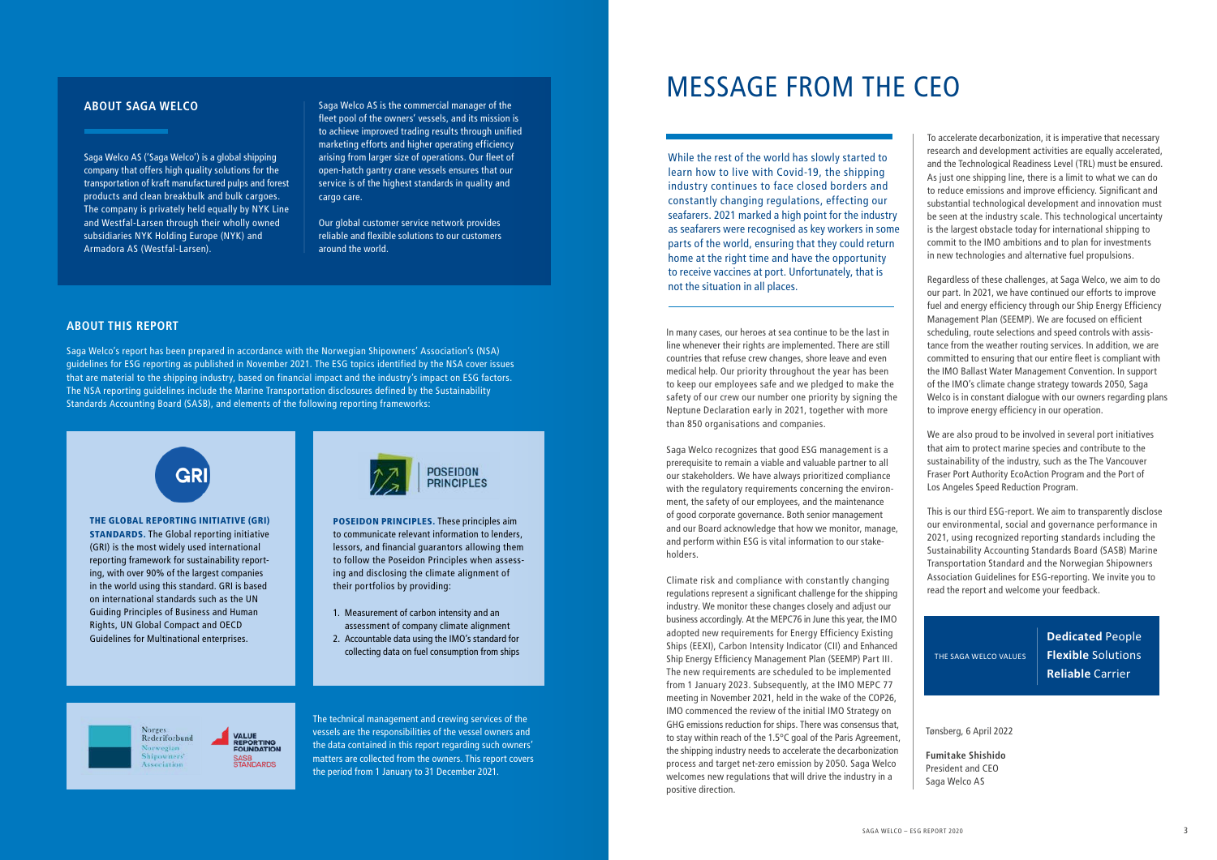## ABOUT SAGA WELCO

Saga Welco AS ('Saga Welco') is a global shipping company that offers high quality solutions for the transportation of kraft manufactured pulps and forest products and clean breakbulk and bulk cargoes. The company is privately held equally by NYK Line and Westfal-Larsen through their wholly owned subsidiaries NYK Holding Europe (NYK) and Armadora AS (Westfal-Larsen).

Saga Welco AS is the commercial manager of the fleet pool of the owners' vessels, and its mission is to achieve improved trading results through unified marketing efforts and higher operating efficiency arising from larger size of operations. Our fleet of open-hatch gantry crane vessels ensures that our service is of the highest standards in quality and cargo care.

Our global customer service network provides reliable and flexible solutions to our customers around the world.

## ABOUT THIS REPORT

Saga Welco's report has been prepared in accordance with the Norwegian Shipowners' Association's (NSA) guidelines for ESG reporting as published in November 2021. The ESG topics identified by the NSA cover issues that are material to the shipping industry, based on financial impact and the industry's impact on ESG factors. The NSA reporting guidelines include the Marine Transportation disclosures defined by the Sustainability Standards Accounting Board (SASB), and elements of the following reporting frameworks:

**THE GLOBAL REPORTING INITIATIVE (GRI) STANDARDS.** The Global reporting initiative (GRI) is the most widely used international reporting framework for sustainability reporting, with over 90% of the largest companies in the world using this standard. GRI is based on international standards such as the UN Guiding Principles of Business and Human Rights, UN Global Compact and OECD Guidelines for Multinational enterprises.

**POSEIDON PRINCIPLES.** These principles aim to communicate relevant information to lenders, lessors, and financial guarantors allowing them to follow the Poseidon Principles when assessing and disclosing the climate alignment of their portfolios by providing:

1. Measurement of carbon intensity and an assessment of company climate alignment
2. Accountable data using the IMO's standard for collecting data on fuel consumption from ships

The technical management and crewing services of the vessels are the responsibilities of the vessel owners and the data contained in this report regarding such owners' matters are collected from the owners. This report covers the period from 1 January to 31 December 2021.

# MESSAGE FROM THE CEO

While the rest of the world has slowly started to learn how to live with Covid-19, the shipping industry continues to face closed borders and constantly changing regulations, effecting our seafarers. 2021 marked a high point for the industry as seafarers were recognised as key workers in some parts of the world, ensuring that they could return home at the right time and have the opportunity to receive vaccines at port. Unfortunately, that is not the situation in all places.

In many cases, our heroes at sea continue to be the last in line whenever their rights are implemented. There are still countries that refuse crew changes, shore leave and even medical help. Our priority throughout the year has been to keep our employees safe and we pledged to make the safety of our crew our number one priority by signing the Neptune Declaration early in 2021, together with more than 850 organisations and companies.

Saga Welco recognizes that good ESG management is a prerequisite to remain a viable and valuable partner to all our stakeholders. We have always prioritized compliance with the regulatory requirements concerning the environment, the safety of our employees, and the maintenance of good corporate governance. Both senior management and our Board acknowledge that how we monitor, manage, and perform within ESG is vital information to our stakeholders.

Climate risk and compliance with constantly changing regulations represent a significant challenge for the shipping industry. We monitor these changes closely and adjust our business accordingly. At the MEPC76 in June this year, the IMO adopted new requirements for Energy Efficiency Existing Ships (EEXI), Carbon Intensity Indicator (CII) and Enhanced Ship Energy Efficiency Management Plan (SEEMP) Part III. The new requirements are scheduled to be implemented from 1 January 2023. Subsequently, at the IMO MEPC 77 meeting in November 2021, held in the wake of the COP26, IMO commenced the review of the initial IMO Strategy on GHG emissions reduction for ships. There was consensus that, to stay within reach of the 1.5°C goal of the Paris Agreement, the shipping industry needs to accelerate the decarbonization process and target net-zero emission by 2050. Saga Welco welcomes new regulations that will drive the industry in a positive direction.

To accelerate decarbonization, it is imperative that necessary research and development activities are equally accelerated, and the Technological Readiness Level (TRL) must be ensured. As just one shipping line, there is a limit to what we can do to reduce emissions and improve efficiency. Significant and substantial technological development and innovation must be seen at the industry scale. This technological uncertainty is the largest obstacle today for international shipping to commit to the IMO ambitions and to plan for investments in new technologies and alternative fuel propulsions.

Regardless of these challenges, at Saga Welco, we aim to do our part. In 2021, we have continued our efforts to improve fuel and energy efficiency through our Ship Energy Efficiency Management Plan (SEEMP). We are focused on efficient scheduling, route selections and speed controls with assistance from the weather routing services. In addition, we are committed to ensuring that our entire fleet is compliant with the IMO Ballast Water Management Convention. In support of the IMO's climate change strategy towards 2050, Saga Welco is in constant dialogue with our owners regarding plans to improve energy efficiency in our operation.

We are also proud to be involved in several port initiatives that aim to protect marine species and contribute to the sustainability of the industry, such as the The Vancouver Fraser Port Authority EcoAction Program and the Port of Los Angeles Speed Reduction Program.

This is our third ESG-report. We aim to transparently disclose our environmental, social and governance performance in 2021, using recognized reporting standards including the Sustainability Accounting Standards Board (SASB) Marine Transportation Standard and the Norwegian Shipowners Association Guidelines for ESG-reporting. We invite you to read the report and welcome your feedback.

THE SAGA WELCO VALUES

**Dedicated** People
**Flexible** Solutions
**Reliable** Carrier

Tønsberg, 6 April 2022

**Fumitake Shishido**
President and CEO
Saga Welco AS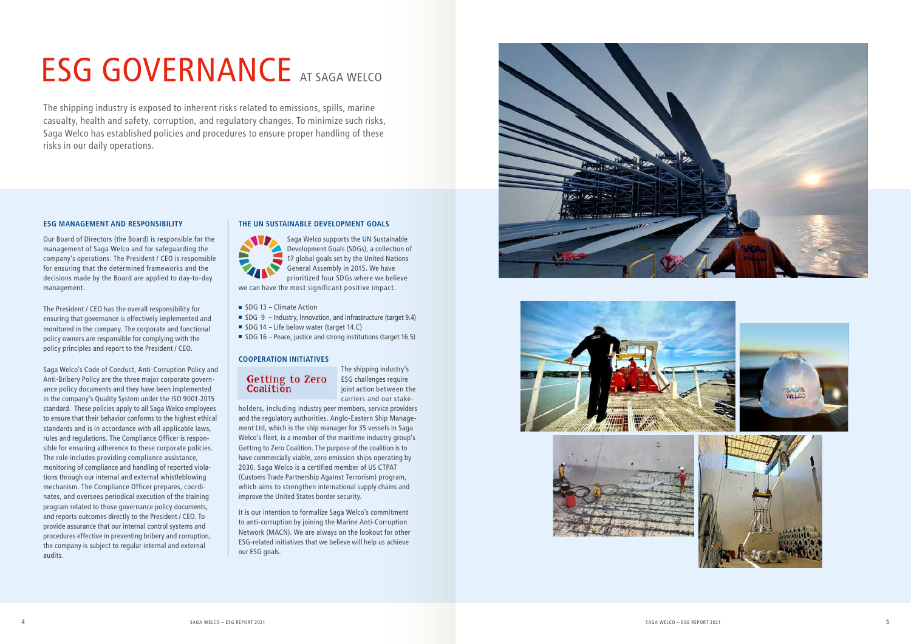# ESG GOVERNANCE AT SAGA WELCO

The shipping industry is exposed to inherent risks related to emissions, spills, marine casualty, health and safety, corruption, and regulatory changes. To minimize such risks, Saga Welco has established policies and procedures to ensure proper handling of these risks in our daily operations.

### ESG MANAGEMENT AND RESPONSIBILITY

Our Board of Directors (the Board) is responsible for the management of Saga Welco and for safeguarding the company's operations. The President / CEO is responsible for ensuring that the determined frameworks and the decisions made by the Board are applied to day-to-day management.

The President / CEO has the overall responsibility for ensuring that governance is effectively implemented and monitored in the company. The corporate and functional policy owners are responsible for complying with the policy principles and report to the President / CEO.

Saga Welco's Code of Conduct, Anti-Corruption Policy and Anti-Bribery Policy are the three major corporate governance policy documents and they have been implemented in the company's Quality System under the ISO 9001-2015 standard. These policies apply to all Saga Welco employees to ensure that their behavior conforms to the highest ethical standards and is in accordance with all applicable laws, rules and regulations. The Compliance Officer is responsible for ensuring adherence to these corporate policies. The role includes providing compliance assistance, monitoring of compliance and handling of reported violations through our internal and external whistleblowing mechanism. The Compliance Officer prepares, coordinates, and oversees periodical execution of the training program related to those governance policy documents, and reports outcomes directly to the President / CEO. To provide assurance that our internal control systems and procedures effective in preventing bribery and corruption, the company is subject to regular internal and external audits.

### THE UN SUSTAINABLE DEVELOPMENT GOALS

Saga Welco supports the UN Sustainable Development Goals (SDGs), a collection of 17 global goals set by the United Nations General Assembly in 2015. We have prioritized four SDGs where we believe we can have the most significant positive impact.

- SDG 13 – Climate Action
- SDG 9 – Industry, Innovation, and Infrastructure (target 9.4)
- SDG 14 – Life below water (target 14.C)
- SDG 16 – Peace, justice and strong institutions (target 16.5)

### COOPERATION INITIATIVES

Getting to Zero Coalition

The shipping industry's ESG challenges require joint action between the carriers and our stakeholders, including industry peer members, service providers and the regulatory authorities. Anglo-Eastern Ship Management Ltd, which is the ship manager for 35 vessels in Saga Welco's fleet, is a member of the maritime industry group's Getting to Zero Coalition. The purpose of the coalition is to have commercially viable, zero emission ships operating by 2030. Saga Welco is a certified member of US CTPAT (Customs Trade Partnership Against Terrorism) program, which aims to strengthen international supply chains and improve the United States border security.

It is our intention to formalize Saga Welco's commitment to anti-corruption by joining the Marine Anti-Corruption Network (MACN). We are always on the lookout for other ESG-related initiatives that we believe will help us achieve our ESG goals.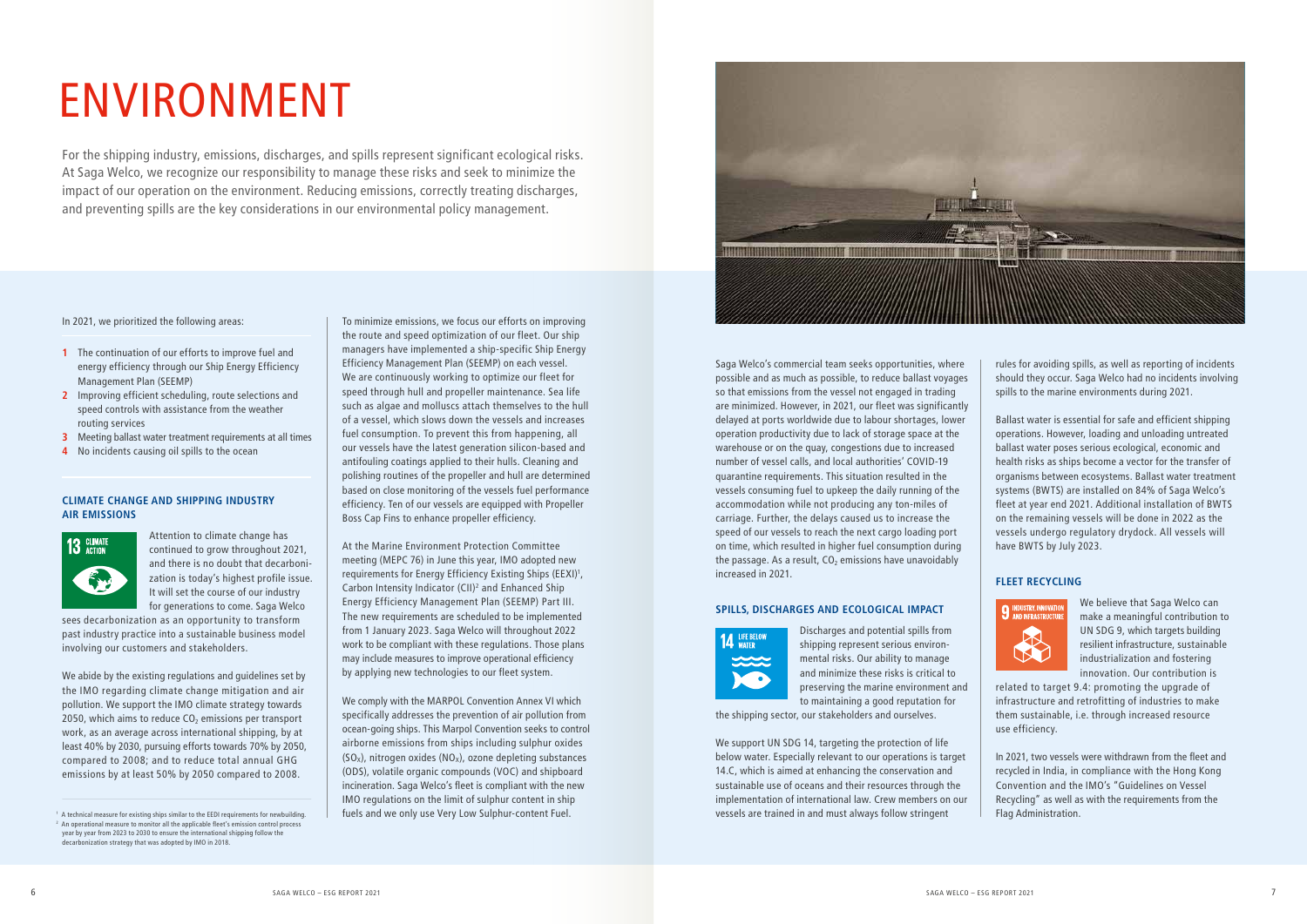# ENVIRONMENT

For the shipping industry, emissions, discharges, and spills represent significant ecological risks. At Saga Welco, we recognize our responsibility to manage these risks and seek to minimize the impact of our operation on the environment. Reducing emissions, correctly treating discharges, and preventing spills are the key considerations in our environmental policy management.

In 2021, we prioritized the following areas:

1. The continuation of our efforts to improve fuel and energy efficiency through our Ship Energy Efficiency Management Plan (SEEMP)
2. Improving efficient scheduling, route selections and speed controls with assistance from the weather routing services
3. Meeting ballast water treatment requirements at all times
4. No incidents causing oil spills to the ocean

### CLIMATE CHANGE AND SHIPPING INDUSTRY AIR EMISSIONS

13 CLIMATE ACTION

Attention to climate change has continued to grow throughout 2021, and there is no doubt that decarbonization is today's highest profile issue. It will set the course of our industry for generations to come. Saga Welco sees decarbonization as an opportunity to transform past industry practice into a sustainable business model involving our customers and stakeholders.

We abide by the existing regulations and guidelines set by the IMO regarding climate change mitigation and air pollution. We support the IMO climate strategy towards 2050, which aims to reduce $CO_2$ emissions per transport work, as an average across international shipping, by at least 40% by 2030, pursuing efforts towards 70% by 2050, compared to 2008; and to reduce total annual GHG emissions by at least 50% by 2050 compared to 2008.

To minimize emissions, we focus our efforts on improving the route and speed optimization of our fleet. Our ship managers have implemented a ship-specific Ship Energy Efficiency Management Plan (SEEMP) on each vessel. We are continuously working to optimize our fleet for speed through hull and propeller maintenance. Sea life such as algae and molluscs attach themselves to the hull of a vessel, which slows down the vessels and increases fuel consumption. To prevent this from happening, all our vessels have the latest generation silicon-based and antifouling coatings applied to their hulls. Cleaning and polishing routines of the propeller and hull are determined based on close monitoring of the vessels fuel performance efficiency. Ten of our vessels are equipped with Propeller Boss Cap Fins to enhance propeller efficiency.

At the Marine Environment Protection Committee meeting (MEPC 76) in June this year, IMO adopted new requirements for Energy Efficiency Existing Ships (EEXI)[1], Carbon Intensity Indicator (CII)[2] and Enhanced Ship Energy Efficiency Management Plan (SEEMP) Part III. The new requirements are scheduled to be implemented from 1 January 2023. Saga Welco will throughout 2022 work to be compliant with these regulations. Those plans may include measures to improve operational efficiency by applying new technologies to our fleet system.

We comply with the MARPOL Convention Annex VI which specifically addresses the prevention of air pollution from ocean-going ships. This Marpol Convention seeks to control airborne emissions from ships including sulphur oxides ($SO_X$), nitrogen oxides ($NO_X$), ozone depleting substances (ODS), volatile organic compounds (VOC) and shipboard incineration. Saga Welco's fleet is compliant with the new IMO regulations on the limit of sulphur content in ship fuels and we only use Very Low Sulphur-content Fuel.

[1] A technical measure for existing ships similar to the EEDI requirements for newbuilding.
[2] An operational measure to monitor all the applicable fleet's emission control process year by year from 2023 to 2030 to ensure the international shipping follow the decarbonization strategy that was adopted by IMO in 2018.

Saga Welco's commercial team seeks opportunities, where possible and as much as possible, to reduce ballast voyages so that emissions from the vessel not engaged in trading are minimized. However, in 2021, our fleet was significantly delayed at ports worldwide due to labour shortages, lower operation productivity due to lack of storage space at the warehouse or on the quay, congestions due to increased number of vessel calls, and local authorities' COVID-19 quarantine requirements. This situation resulted in the vessels consuming fuel to upkeep the daily running of the accommodation while not producing any ton-miles of carriage. Further, the delays caused us to increase the speed of our vessels to reach the next cargo loading port on time, which resulted in higher fuel consumption during the passage. As a result, $CO_2$ emissions have unavoidably increased in 2021.

### SPILLS, DISCHARGES AND ECOLOGICAL IMPACT

14 LIFE BELOW WATER

Discharges and potential spills from shipping represent serious environmental risks. Our ability to manage and minimize these risks is critical to preserving the marine environment and to maintaining a good reputation for the shipping sector, our stakeholders and ourselves.

We support UN SDG 14, targeting the protection of life below water. Especially relevant to our operations is target 14.C, which is aimed at enhancing the conservation and sustainable use of oceans and their resources through the implementation of international law. Crew members on our vessels are trained in and must always follow stringent rules for avoiding spills, as well as reporting of incidents should they occur. Saga Welco had no incidents involving spills to the marine environments during 2021.

Ballast water is essential for safe and efficient shipping operations. However, loading and unloading untreated ballast water poses serious ecological, economic and health risks as ships become a vector for the transfer of organisms between ecosystems. Ballast water treatment systems (BWTS) are installed on 84% of Saga Welco's fleet at year end 2021. Additional installation of BWTS on the remaining vessels will be done in 2022 as the vessels undergo regulatory drydock. All vessels will have BWTS by July 2023.

### FLEET RECYCLING

9 INDUSTRY, INNOVATION AND INFRASTRUCTURE

We believe that Saga Welco can make a meaningful contribution to UN SDG 9, which targets building resilient infrastructure, sustainable industrialization and fostering innovation. Our contribution is related to target 9.4: promoting the upgrade of infrastructure and retrofitting of industries to make them sustainable, i.e. through increased resource use efficiency.

In 2021, two vessels were withdrawn from the fleet and recycled in India, in compliance with the Hong Kong Convention and the IMO's "Guidelines on Vessel Recycling" as well as with the requirements from the Flag Administration.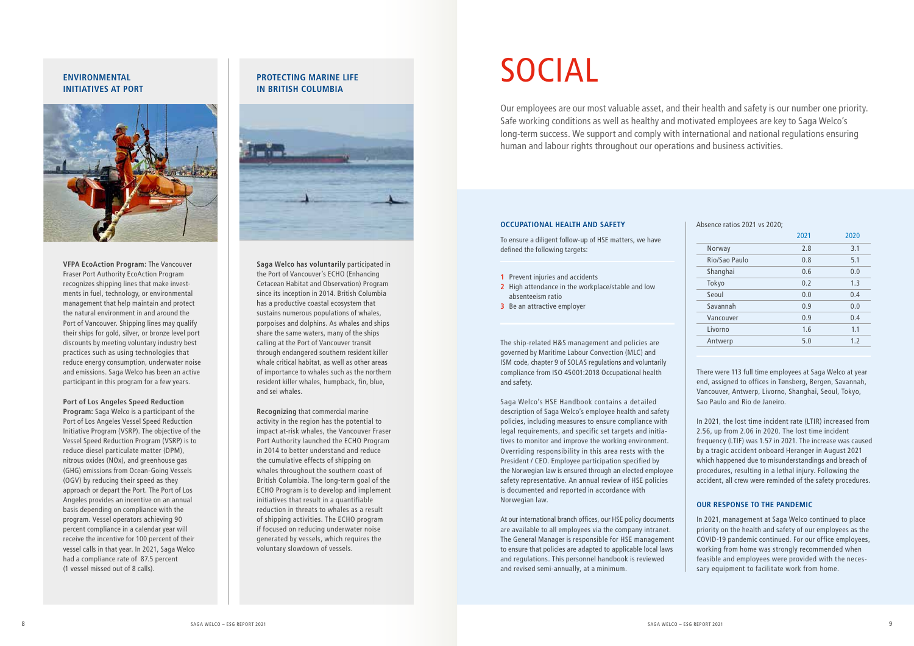## ENVIRONMENTAL INITIATIVES AT PORT

**VFPA EcoAction Program:** The Vancouver Fraser Port Authority EcoAction Program recognizes shipping lines that make investments in fuel, technology, or environmental management that help maintain and protect the natural environment in and around the Port of Vancouver. Shipping lines may qualify their ships for gold, silver, or bronze level port discounts by meeting voluntary industry best practices such as using technologies that reduce energy consumption, underwater noise and emissions. Saga Welco has been an active participant in this program for a few years.

**Port of Los Angeles Speed Reduction Program:** Saga Welco is a participant of the Port of Los Angeles Vessel Speed Reduction Initiative Program (VSRP). The objective of the Vessel Speed Reduction Program (VSRP) is to reduce diesel particulate matter (DPM), nitrous oxides (NOx), and greenhouse gas (GHG) emissions from Ocean-Going Vessels (OGV) by reducing their speed as they approach or depart the Port. The Port of Los Angeles provides an incentive on an annual basis depending on compliance with the program. Vessel operators achieving 90 percent compliance in a calendar year will receive the incentive for 100 percent of their vessel calls in that year. In 2021, Saga Welco had a compliance rate of 87.5 percent (1 vessel missed out of 8 calls).

## PROTECTING MARINE LIFE IN BRITISH COLUMBIA

**Saga Welco has voluntarily** participated in the Port of Vancouver's ECHO (Enhancing Cetacean Habitat and Observation) Program since its inception in 2014. British Columbia has a productive coastal ecosystem that sustains numerous populations of whales, porpoises and dolphins. As whales and ships share the same waters, many of the ships calling at the Port of Vancouver transit through endangered southern resident killer whale critical habitat, as well as other areas of importance to whales such as the northern resident killer whales, humpback, fin, blue, and sei whales.

**Recognizing** that commercial marine activity in the region has the potential to impact at-risk whales, the Vancouver Fraser Port Authority launched the ECHO Program in 2014 to better understand and reduce the cumulative effects of shipping on whales throughout the southern coast of British Columbia. The long-term goal of the ECHO Program is to develop and implement initiatives that result in a quantifiable reduction in threats to whales as a result of shipping activities. The ECHO program if focused on reducing underwater noise generated by vessels, which requires the voluntary slowdown of vessels.

# SOCIAL

Our employees are our most valuable asset, and their health and safety is our number one priority. Safe working conditions as well as healthy and motivated employees are key to Saga Welco's long-term success. We support and comply with international and national regulations ensuring human and labour rights throughout our operations and business activities.

### OCCUPATIONAL HEALTH AND SAFETY

To ensure a diligent follow-up of HSE matters, we have defined the following targets:

1. Prevent injuries and accidents
2. High attendance in the workplace/stable and low absenteeism ratio
3. Be an attractive employer

The ship-related H&S management and policies are governed by Maritime Labour Convection (MLC) and ISM code, chapter 9 of SOLAS regulations and voluntarily compliance from ISO 45001:2018 Occupational health and safety.

Saga Welco's HSE Handbook contains a detailed description of Saga Welco's employee health and safety policies, including measures to ensure compliance with legal requirements, and specific set targets and initiatives to monitor and improve the working environment. Overriding responsibility in this area rests with the President / CEO. Employee participation specified by the Norwegian law is ensured through an elected employee safety representative. An annual review of HSE policies is documented and reported in accordance with Norwegian law.

At our international branch offices, our HSE policy documents are available to all employees via the company intranet. The General Manager is responsible for HSE management to ensure that policies are adapted to applicable local laws and regulations. This personnel handbook is reviewed and revised semi-annually, at a minimum.

Absence ratios 2021 vs 2020;

| | 2021 | 2020 |
|---|---|---|
| Norway | 2.8 | 3.1 |
| Rio/Sao Paulo | 0.8 | 5.1 |
| Shanghai | 0.6 | 0.0 |
| Tokyo | 0.2 | 1.3 |
| Seoul | 0.0 | 0.4 |
| Savannah | 0.9 | 0.0 |
| Vancouver | 0.9 | 0.4 |
| Livorno | 1.6 | 1.1 |
| Antwerp | 5.0 | 1.2 |

There were 113 full time employees at Saga Welco at year end, assigned to offices in Tønsberg, Bergen, Savannah, Vancouver, Antwerp, Livorno, Shanghai, Seoul, Tokyo, Sao Paulo and Rio de Janeiro.

In 2021, the lost time incident rate (LTIR) increased from 2.56, up from 2.06 in 2020. The lost time incident frequency (LTIF) was 1.57 in 2021. The increase was caused by a tragic accident onboard Heranger in August 2021 which happened due to misunderstandings and breach of procedures, resulting in a lethal injury. Following the accident, all crew were reminded of the safety procedures.

### OUR RESPONSE TO THE PANDEMIC

In 2021, management at Saga Welco continued to place priority on the health and safety of our employees as the COVID-19 pandemic continued. For our office employees, working from home was strongly recommended when feasible and employees were provided with the necessary equipment to facilitate work from home.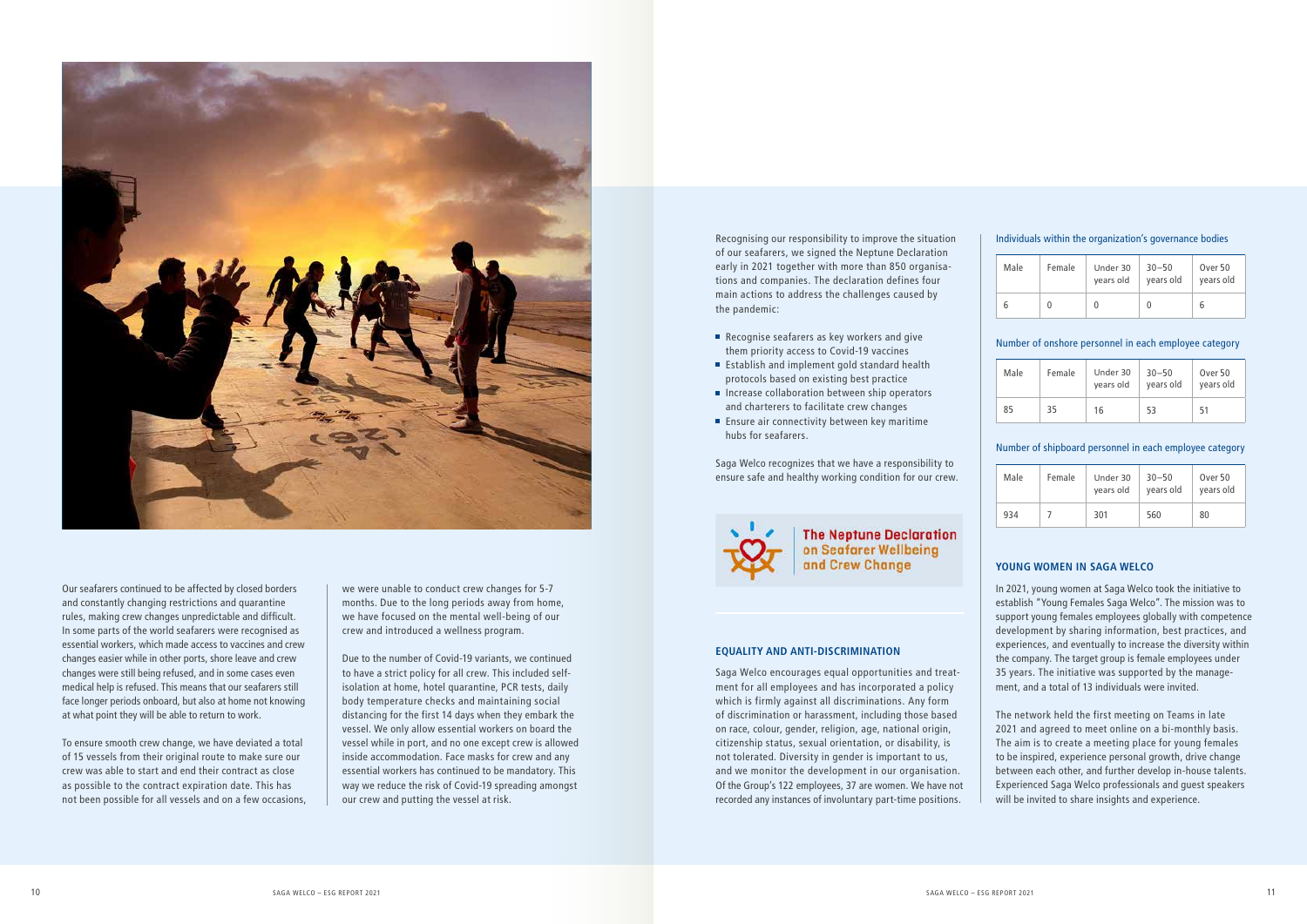Our seafarers continued to be affected by closed borders and constantly changing restrictions and quarantine rules, making crew changes unpredictable and difficult. In some parts of the world seafarers were recognised as essential workers, which made access to vaccines and crew changes easier while in other ports, shore leave and crew changes were still being refused, and in some cases even medical help is refused. This means that our seafarers still face longer periods onboard, but also at home not knowing at what point they will be able to return to work.

To ensure smooth crew change, we have deviated a total of 15 vessels from their original route to make sure our crew was able to start and end their contract as close as possible to the contract expiration date. This has not been possible for all vessels and on a few occasions, we were unable to conduct crew changes for 5-7 months. Due to the long periods away from home, we have focused on the mental well-being of our crew and introduced a wellness program.

Due to the number of Covid-19 variants, we continued to have a strict policy for all crew. This included self-isolation at home, hotel quarantine, PCR tests, daily body temperature checks and maintaining social distancing for the first 14 days when they embark the vessel. We only allow essential workers on board the vessel while in port, and no one except crew is allowed inside accommodation. Face masks for crew and any essential workers has continued to be mandatory. This way we reduce the risk of Covid-19 spreading amongst our crew and putting the vessel at risk.

Recognising our responsibility to improve the situation of our seafarers, we signed the Neptune Declaration early in 2021 together with more than 850 organisations and companies. The declaration defines four main actions to address the challenges caused by the pandemic:

- Recognise seafarers as key workers and give them priority access to Covid-19 vaccines
- Establish and implement gold standard health protocols based on existing best practice
- Increase collaboration between ship operators and charterers to facilitate crew changes
- Ensure air connectivity between key maritime hubs for seafarers.

Saga Welco recognizes that we have a responsibility to ensure safe and healthy working condition for our crew.

**The Neptune Declaration on Seafarer Wellbeing and Crew Change**

## EQUALITY AND ANTI-DISCRIMINATION

Saga Welco encourages equal opportunities and treatment for all employees and has incorporated a policy which is firmly against all discriminations. Any form of discrimination or harassment, including those based on race, colour, gender, religion, age, national origin, citizenship status, sexual orientation, or disability, is not tolerated. Diversity in gender is important to us, and we monitor the development in our organisation. Of the Group's 122 employees, 37 are women. We have not recorded any instances of involuntary part-time positions.

Individuals within the organization's governance bodies

| Male | Female | Under 30 years old | 30–50 years old | Over 50 years old |
|---|---|---|---|---|
| 6 | 0 | 0 | 0 | 6 |

Number of onshore personnel in each employee category

| Male | Female | Under 30 years old | 30–50 years old | Over 50 years old |
|---|---|---|---|---|
| 85 | 35 | 16 | 53 | 51 |

Number of shipboard personnel in each employee category

| Male | Female | Under 30 years old | 30–50 years old | Over 50 years old |
|---|---|---|---|---|
| 934 | 7 | 301 | 560 | 80 |

## YOUNG WOMEN IN SAGA WELCO

In 2021, young women at Saga Welco took the initiative to establish "Young Females Saga Welco". The mission was to support young females employees globally with competence development by sharing information, best practices, and experiences, and eventually to increase the diversity within the company. The target group is female employees under 35 years. The initiative was supported by the management, and a total of 13 individuals were invited.

The network held the first meeting on Teams in late 2021 and agreed to meet online on a bi-monthly basis. The aim is to create a meeting place for young females to be inspired, experience personal growth, drive change between each other, and further develop in-house talents. Experienced Saga Welco professionals and guest speakers will be invited to share insights and experience.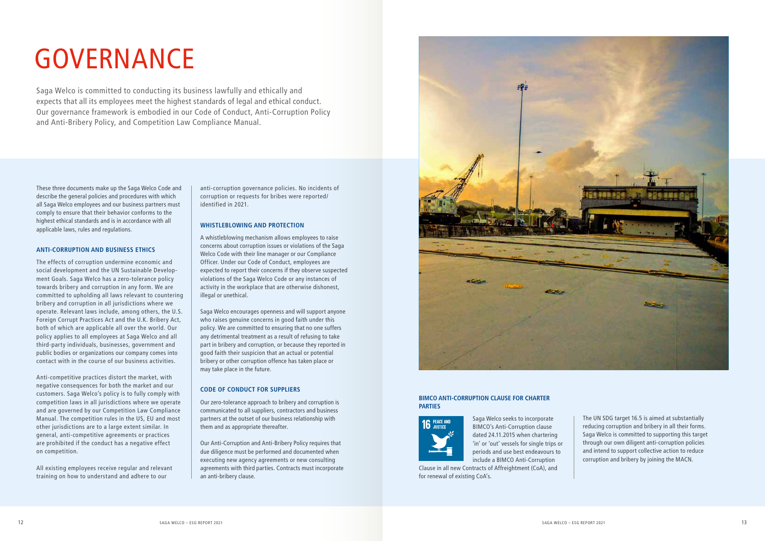# GOVERNANCE

Saga Welco is committed to conducting its business lawfully and ethically and expects that all its employees meet the highest standards of legal and ethical conduct. Our governance framework is embodied in our Code of Conduct, Anti-Corruption Policy and Anti-Bribery Policy, and Competition Law Compliance Manual.

These three documents make up the Saga Welco Code and describe the general policies and procedures with which all Saga Welco employees and our business partners must comply to ensure that their behavior conforms to the highest ethical standards and is in accordance with all applicable laws, rules and regulations.

### ANTI-CORRUPTION AND BUSINESS ETHICS

The effects of corruption undermine economic and social development and the UN Sustainable Development Goals. Saga Welco has a zero-tolerance policy towards bribery and corruption in any form. We are committed to upholding all laws relevant to countering bribery and corruption in all jurisdictions where we operate. Relevant laws include, among others, the U.S. Foreign Corrupt Practices Act and the U.K. Bribery Act, both of which are applicable all over the world. Our policy applies to all employees at Saga Welco and all third-party individuals, businesses, government and public bodies or organizations our company comes into contact with in the course of our business activities.

Anti-competitive practices distort the market, with negative consequences for both the market and our customers. Saga Welco's policy is to fully comply with competition laws in all jurisdictions where we operate and are governed by our Competition Law Compliance Manual. The competition rules in the US, EU and most other jurisdictions are to a large extent similar. In general, anti-competitive agreements or practices are prohibited if the conduct has a negative effect on competition.

All existing employees receive regular and relevant training on how to understand and adhere to our anti-corruption governance policies. No incidents of corruption or requests for bribes were reported/identified in 2021.

### WHISTLEBLOWING AND PROTECTION

A whistleblowing mechanism allows employees to raise concerns about corruption issues or violations of the Saga Welco Code with their line manager or our Compliance Officer. Under our Code of Conduct, employees are expected to report their concerns if they observe suspected violations of the Saga Welco Code or any instances of activity in the workplace that are otherwise dishonest, illegal or unethical.

Saga Welco encourages openness and will support anyone who raises genuine concerns in good faith under this policy. We are committed to ensuring that no one suffers any detrimental treatment as a result of refusing to take part in bribery and corruption, or because they reported in good faith their suspicion that an actual or potential bribery or other corruption offence has taken place or may take place in the future.

### CODE OF CONDUCT FOR SUPPLIERS

Our zero-tolerance approach to bribery and corruption is communicated to all suppliers, contractors and business partners at the outset of our business relationship with them and as appropriate thereafter.

Our Anti-Corruption and Anti-Bribery Policy requires that due diligence must be performed and documented when executing new agency agreements or new consulting agreements with third parties. Contracts must incorporate an anti-bribery clause.

### BIMCO ANTI-CORRUPTION CLAUSE FOR CHARTER PARTIES

Saga Welco seeks to incorporate BIMCO's Anti-Corruption clause dated 24.11.2015 when chartering 'in' or 'out' vessels for single trips or periods and use best endeavours to include a BIMCO Anti-Corruption Clause in all new Contracts of Affreightment (CoA), and for renewal of existing CoA's.

The UN SDG target 16.5 is aimed at substantially reducing corruption and bribery in all their forms. Saga Welco is committed to supporting this target through our own diligent anti-corruption policies and intend to support collective action to reduce corruption and bribery by joining the MACN.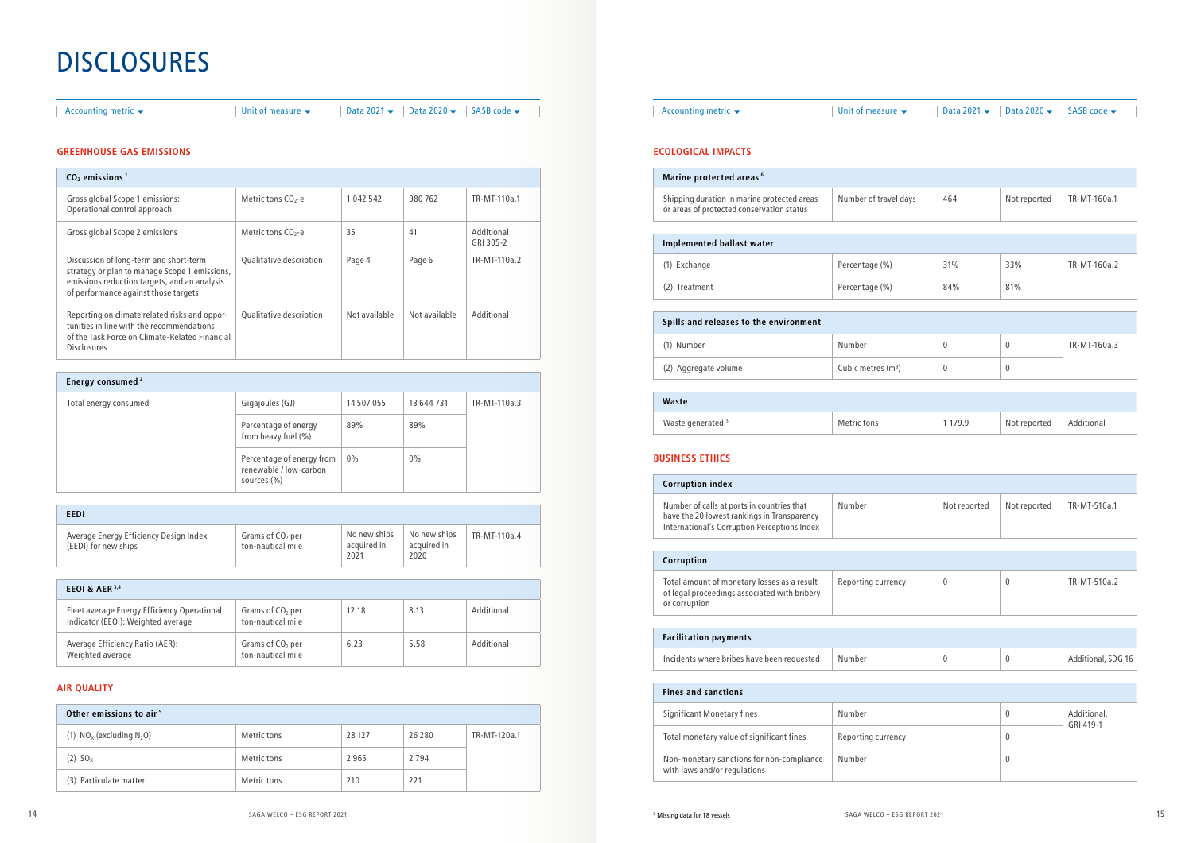# DISCLOSURES

## GREENHOUSE GAS EMISSIONS

| Accounting metric | Unit of measure | Data 2021 | Data 2020 | SASB code |
|---|---|---|---|---|
| **$CO_2$ emissions [1]** | | | | |
| Gross global Scope 1 emissions: Operational control approach | Metric tons $CO_2$-e | 1 042 542 | 980 762 | TR-MT-110a.1 |
| Gross global Scope 2 emissions | Metric tons $CO_2$-e | 35 | 41 | Additional GRI 305-2 |
| Discussion of long-term and short-term strategy or plan to manage Scope 1 emissions, emissions reduction targets, and an analysis of performance against those targets | Qualitative description | Page 4 | Page 6 | TR-MT-110a.2 |
| Reporting on climate related risks and opportunities in line with the recommendations of the Task Force on Climate-Related Financial Disclosures | Qualitative description | Not available | Not available | Additional |

| Accounting metric | Unit of measure | Data 2021 | Data 2020 | SASB code |
|---|---|---|---|---|
| **Energy consumed [2]** | | | | |
| Total energy consumed | Gigajoules (GJ) | 14 507 055 | 13 644 731 | TR-MT-110a.3 |
| | Percentage of energy from heavy fuel (%) | 89% | 89% | |
| | Percentage of energy from renewable / low-carbon sources (%) | 0% | 0% | |

| Accounting metric | Unit of measure | Data 2021 | Data 2020 | SASB code |
|---|---|---|---|---|
| **EEDI** | | | | |
| Average Energy Efficiency Design Index (EEDI) for new ships | Grams of $CO_2$ per ton-nautical mile | No new ships acquired in 2021 | No new ships acquired in 2020 | TR-MT-110a.4 |

| Accounting metric | Unit of measure | Data 2021 | Data 2020 | SASB code |
|---|---|---|---|---|
| **EEOI & AER [3,4]** | | | | |
| Fleet average Energy Efficiency Operational Indicator (EEOI): Weighted average | Grams of $CO_2$ per ton-nautical mile | 12.18 | 8.13 | Additional |
| Average Efficiency Ratio (AER): Weighted average | Grams of $CO_2$ per ton-nautical mile | 6.23 | 5.58 | Additional |

## AIR QUALITY

| Accounting metric | Unit of measure | Data 2021 | Data 2020 | SASB code |
|---|---|---|---|---|
| **Other emissions to air [5]** | | | | |
| (1) $NO_x$ (excluding $N_2O$) | Metric tons | 28 127 | 26 280 | TR-MT-120a.1 |
| (2) $SO_x$ | Metric tons | 2 965 | 2 794 | |
| (3) Particulate matter | Metric tons | 210 | 221 | |

## ECOLOGICAL IMPACTS

| Accounting metric | Unit of measure | Data 2021 | Data 2020 | SASB code |
|---|---|---|---|---|
| **Marine protected areas [6]** | | | | |
| Shipping duration in marine protected areas or areas of protected conservation status | Number of travel days | 464 | Not reported | TR-MT-160a.1 |

| Accounting metric | Unit of measure | Data 2021 | Data 2020 | SASB code |
|---|---|---|---|---|
| **Implemented ballast water** | | | | |
| (1) Exchange | Percentage (%) | 31% | 33% | TR-MT-160a.2 |
| (2) Treatment | Percentage (%) | 84% | 81% | |

| Accounting metric | Unit of measure | Data 2021 | Data 2020 | SASB code |
|---|---|---|---|---|
| **Spills and releases to the environment** | | | | |
| (1) Number | Number | 0 | 0 | TR-MT-160a.3 |
| (2) Aggregate volume | Cubic metres ($m^3$) | 0 | 0 | |

| Accounting metric | Unit of measure | Data 2021 | Data 2020 | SASB code |
|---|---|---|---|---|
| **Waste** | | | | |
| Waste generated [3] | Metric tons | 1 179.9 | Not reported | Additional |

## BUSINESS ETHICS

| Accounting metric | Unit of measure | Data 2021 | Data 2020 | SASB code |
|---|---|---|---|---|
| **Corruption index** | | | | |
| Number of calls at ports in countries that have the 20 lowest rankings in Transparency International's Corruption Perceptions Index | Number | Not reported | Not reported | TR-MT-510a.1 |

| Accounting metric | Unit of measure | Data 2021 | Data 2020 | SASB code |
|---|---|---|---|---|
| **Corruption** | | | | |
| Total amount of monetary losses as a result of legal proceedings associated with bribery or corruption | Reporting currency | 0 | 0 | TR-MT-510a.2 |

| Accounting metric | Unit of measure | Data 2021 | Data 2020 | SASB code |
|---|---|---|---|---|
| **Facilitation payments** | | | | |
| Incidents where bribes have been requested | Number | 0 | 0 | Additional, SDG 16 |

| Accounting metric | Unit of measure | Data 2021 | Data 2020 | SASB code |
|---|---|---|---|---|
| **Fines and sanctions** | | | | |
| Significant Monetary fines | Number | | 0 | Additional, GRI 419-1 |
| Total monetary value of significant fines | Reporting currency | | 0 | |
| Non-monetary sanctions for non-compliance with laws and/or regulations | Number | | 0 | |

[3] Missing data for 18 vessels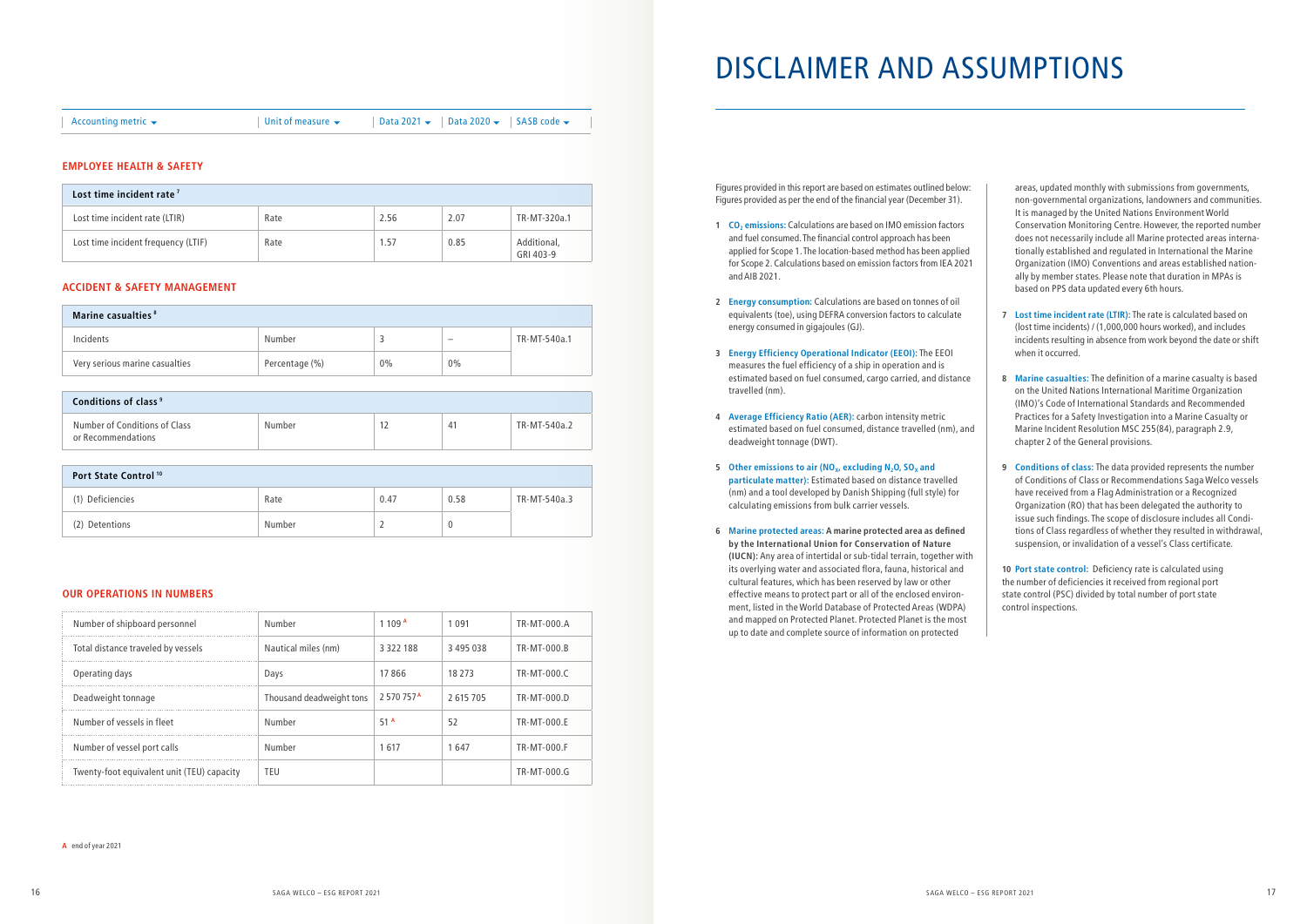| Accounting metric | Unit of measure | Data 2021 | Data 2020 | SASB code |
|---|---|---|---|---|

### EMPLOYEE HEALTH & SAFETY

| Lost time incident rate [7] | | | | |
|---|---|---|---|---|
| Lost time incident rate (LTIR) | Rate | 2.56 | 2.07 | TR-MT-320a.1 |
| Lost time incident frequency (LTIF) | Rate | 1.57 | 0.85 | Additional, GRI 403-9 |

### ACCIDENT & SAFETY MANAGEMENT

| Marine casualties [8] | | | | |
|---|---|---|---|---|
| Incidents | Number | 3 | – | TR-MT-540a.1 |
| Very serious marine casualties | Percentage (%) | 0% | 0% | |

| Conditions of class [9] | | | | |
|---|---|---|---|---|
| Number of Conditions of Class or Recommendations | Number | 12 | 41 | TR-MT-540a.2 |

| Port State Control [10] | | | | |
|---|---|---|---|---|
| (1) Deficiencies | Rate | 0.47 | 0.58 | TR-MT-540a.3 |
| (2) Detentions | Number | 2 | 0 | |

### OUR OPERATIONS IN NUMBERS

| | | | | |
|---|---|---|---|---|
| Number of shipboard personnel | Number | 1 109 [A] | 1 091 | TR-MT-000.A |
| Total distance traveled by vessels | Nautical miles (nm) | 3 322 188 | 3 495 038 | TR-MT-000.B |
| Operating days | Days | 17 866 | 18 273 | TR-MT-000.C |
| Deadweight tonnage | Thousand deadweight tons | 2 570 757 [A] | 2 615 705 | TR-MT-000.D |
| Number of vessels in fleet | Number | 51 [A] | 52 | TR-MT-000.E |
| Number of vessel port calls | Number | 1 617 | 1 647 | TR-MT-000.F |
| Twenty-foot equivalent unit (TEU) capacity | TEU | | | TR-MT-000.G |

A end of year 2021

# DISCLAIMER AND ASSUMPTIONS

Figures provided in this report are based on estimates outlined below: Figures provided as per the end of the financial year (December 31).

1 **$CO_2$ emissions:** Calculations are based on IMO emission factors and fuel consumed. The financial control approach has been applied for Scope 1. The location-based method has been applied for Scope 2. Calculations based on emission factors from IEA 2021 and AIB 2021.

2 **Energy consumption:** Calculations are based on tonnes of oil equivalents (toe), using DEFRA conversion factors to calculate energy consumed in gigajoules (GJ).

3 **Energy Efficiency Operational Indicator (EEOI):** The EEOI measures the fuel efficiency of a ship in operation and is estimated based on fuel consumed, cargo carried, and distance travelled (nm).

4 **Average Efficiency Ratio (AER):** carbon intensity metric estimated based on fuel consumed, distance travelled (nm), and deadweight tonnage (DWT).

5 **Other emissions to air ($NO_x$, excluding $N_2O$, $SO_x$ and particulate matter):** Estimated based on distance travelled (nm) and a tool developed by Danish Shipping (full style) for calculating emissions from bulk carrier vessels.

6 **Marine protected areas: A marine protected area as defined by the International Union for Conservation of Nature (IUCN):** Any area of intertidal or sub-tidal terrain, together with its overlying water and associated flora, fauna, historical and cultural features, which has been reserved by law or other effective means to protect part or all of the enclosed environment, listed in the World Database of Protected Areas (WDPA) and mapped on Protected Planet. Protected Planet is the most up to date and complete source of information on protected areas, updated monthly with submissions from governments, non-governmental organizations, landowners and communities. It is managed by the United Nations Environment World Conservation Monitoring Centre. However, the reported number does not necessarily include all Marine protected areas internationally established and regulated in International the Marine Organization (IMO) Conventions and areas established nationally by member states. Please note that duration in MPAs is based on PPS data updated every 6th hours.

7 **Lost time incident rate (LTIR):** The rate is calculated based on (lost time incidents) / (1,000,000 hours worked), and includes incidents resulting in absence from work beyond the date or shift when it occurred.

8 **Marine casualties:** The definition of a marine casualty is based on the United Nations International Maritime Organization (IMO)'s Code of International Standards and Recommended Practices for a Safety Investigation into a Marine Casualty or Marine Incident Resolution MSC 255(84), paragraph 2.9, chapter 2 of the General provisions.

9 **Conditions of class:** The data provided represents the number of Conditions of Class or Recommendations Saga Welco vessels have received from a Flag Administration or a Recognized Organization (RO) that has been delegated the authority to issue such findings. The scope of disclosure includes all Conditions of Class regardless of whether they resulted in withdrawal, suspension, or invalidation of a vessel's Class certificate.

10 **Port state control:** Deficiency rate is calculated using the number of deficiencies it received from regional port state control (PSC) divided by total number of port state control inspections.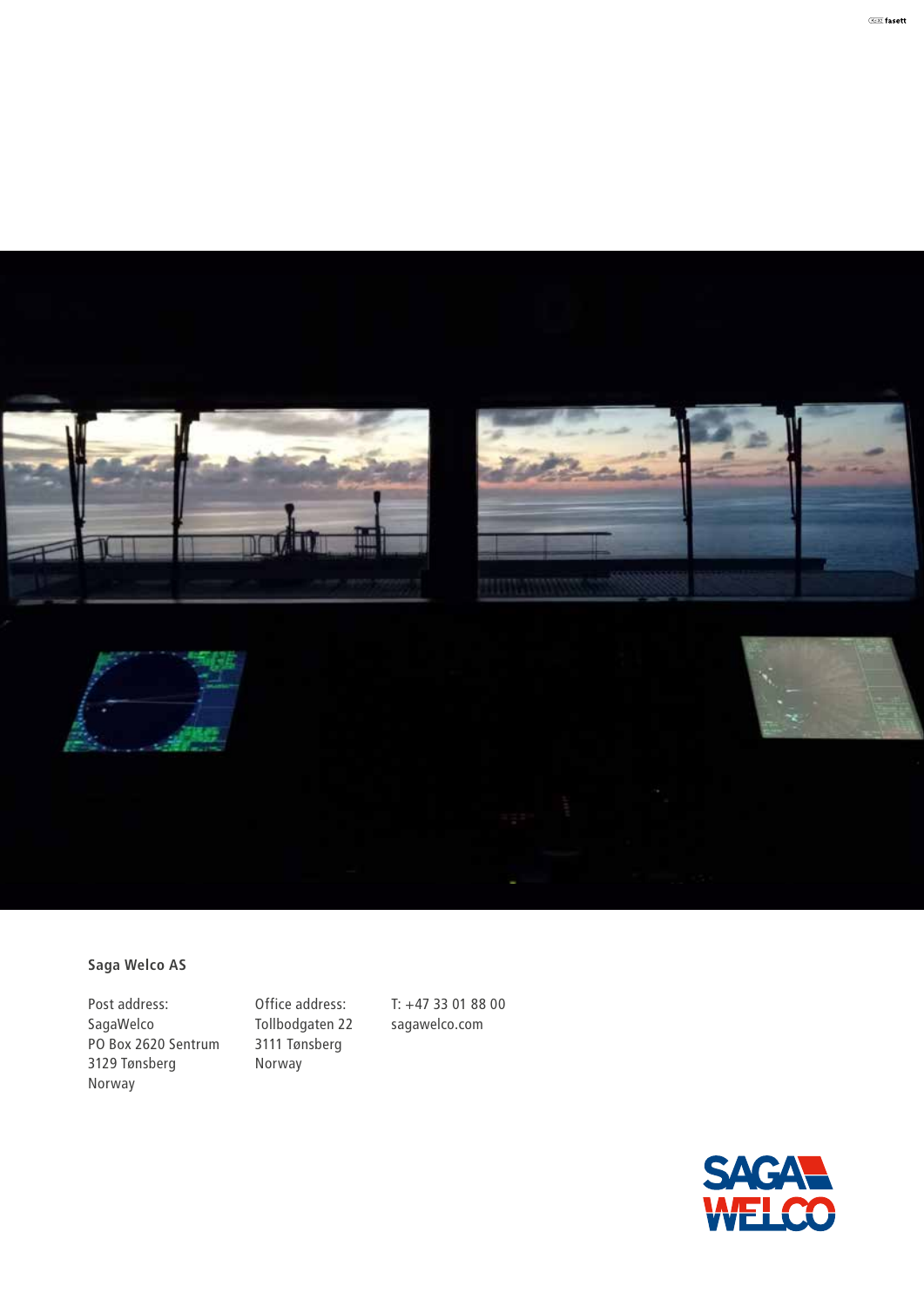**Saga Welco AS**

Post address:
SagaWelco
PO Box 2620 Sentrum
3129 Tønsberg
Norway

Office address:
Tollbodgaten 22
3111 Tønsberg
Norway

T: +47 33 01 88 00
sagawelco.com